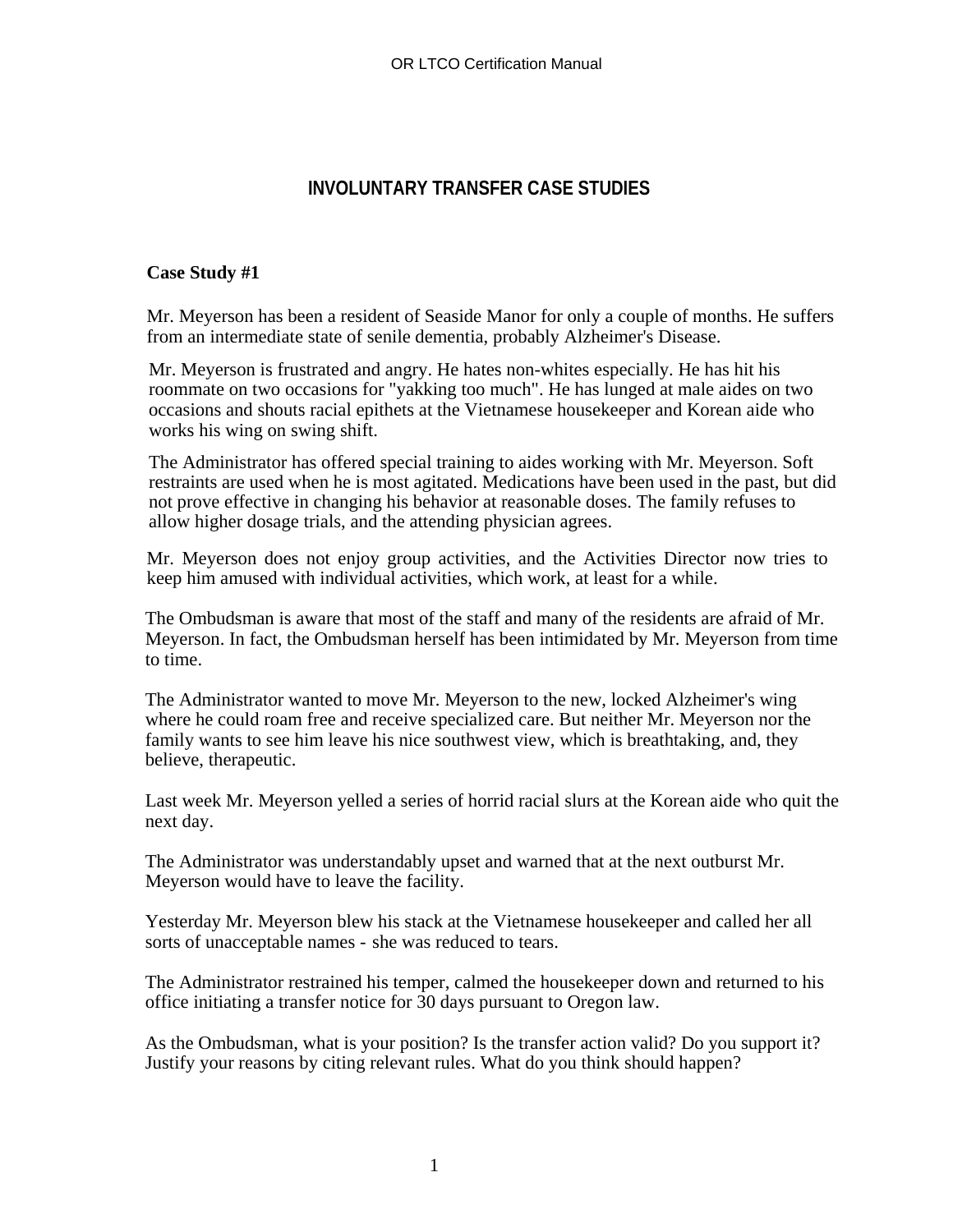# INVOLUNTARY TRANSFER CASE STUDIES

**Case Study #1**

Mr. Meyerson has been a resident of Seaside Manor for only a couple of months. He suffers from an intermediate state of senile dementia, probably Alzheimer's Disease.

Mr. Meyerson is frustrated and angry. He hates non-whites especially. He has hit his roommate on two occasions for "yakking too much". He has lunged at male aides on two occasions and shouts racial epithets at the Vietnamese housekeeper and Korean aide who works his wing on swing shift.

The Administrator has offered special training to aides working with Mr. Meyerson. Soft restraints are used when he is most agitated. Medications have been used in the past, but did not prove effective in changing his behavior at reasonable doses. The family refuses to allow higher dosage trials, and the attending physician agrees.

Mr. Meyerson does not enjoy group activities, and the Activities Director now tries to keep him amused with individual activities, which work, at least for a while.

The Ombudsman is aware that most of the staff and many of the residents are afraid of Mr. Meyerson. In fact, the Ombudsman herself has been intimidated by Mr. Meyerson from time to time.

The Administrator wanted to move Mr. Meyerson to the new, locked Alzheimer's wing where he could roam free and receive specialized care. But neither Mr. Meyerson nor the family wants to see him leave his nice southwest view, which is breathtaking, and, they believe, therapeutic.

Last week Mr. Meyerson yelled a series of horrid racial slurs at the Korean aide who quit the next day.

The Administrator was understandably upset and warned that at the next outburst Mr. Meyerson would have to leave the facility.

Yesterday Mr. Meyerson blew his stack at the Vietnamese housekeeper and called her all sorts of unacceptable names - she was reduced to tears.

The Administrator restrained his temper, calmed the housekeeper down and returned to his office initiating a transfer notice for 30 days pursuant to Oregon law.

As the Ombudsman, what is your position? Is the transfer action valid? Do you support it? Justify your reasons by citing relevant rules. What do you think should happen?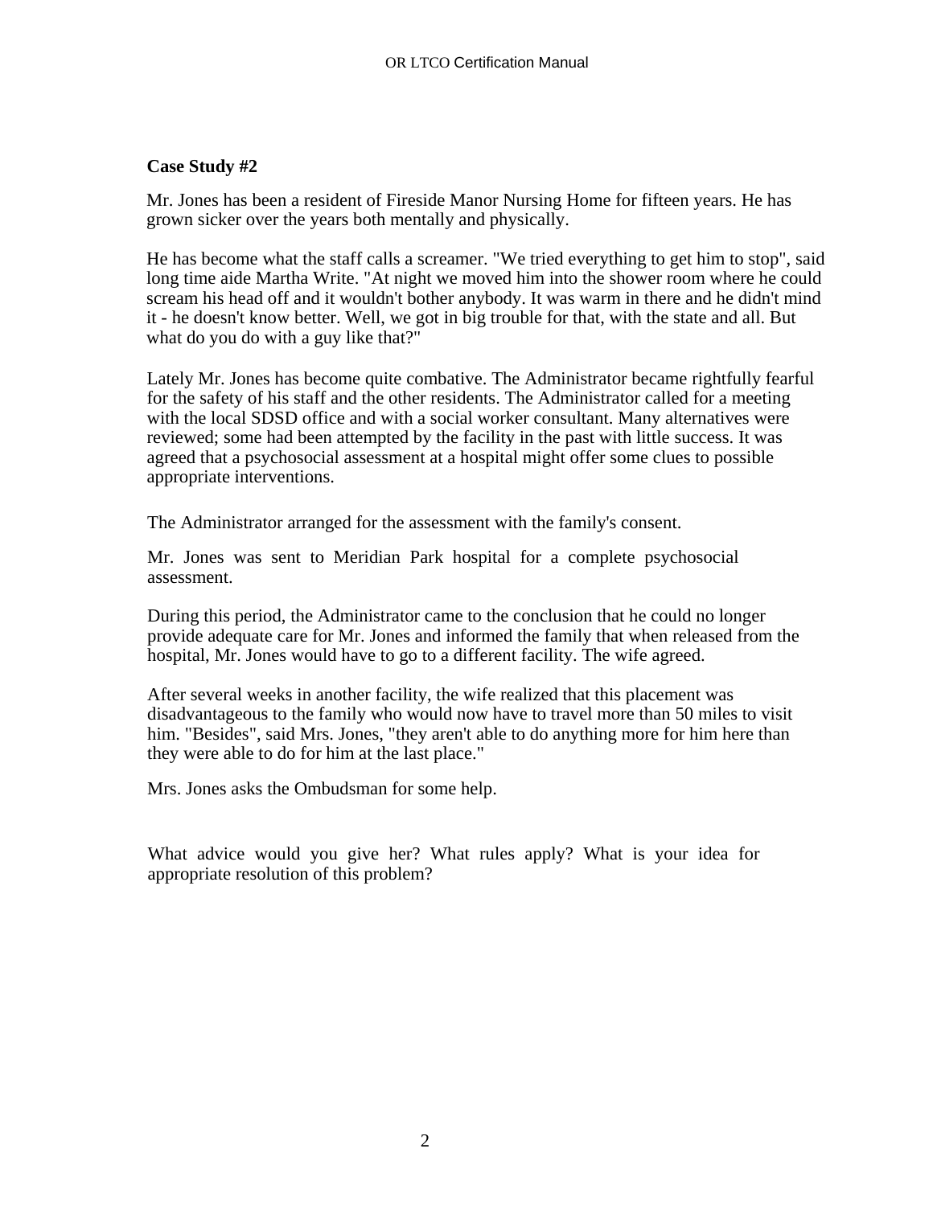**Case Study #2**

Mr. Jones has been a resident of Fireside Manor Nursing Home for fifteen years. He has grown sicker over the years both mentally and physically.

He has become what the staff calls a screamer. "We tried everything to get him to stop", said long time aide Martha Write. "At night we moved him into the shower room where he could scream his head off and it wouldn't bother anybody. It was warm in there and he didn't mind it - he doesn't know better. Well, we got in big trouble for that, with the state and all. But what do you do with a guy like that?"

Lately Mr. Jones has become quite combative. The Administrator became rightfully fearful for the safety of his staff and the other residents. The Administrator called for a meeting with the local SDSD office and with a social worker consultant. Many alternatives were reviewed; some had been attempted by the facility in the past with little success. It was agreed that a psychosocial assessment at a hospital might offer some clues to possible appropriate interventions.

The Administrator arranged for the assessment with the family's consent.

Mr. Jones was sent to Meridian Park hospital for a complete psychosocial assessment.

During this period, the Administrator came to the conclusion that he could no longer provide adequate care for Mr. Jones and informed the family that when released from the hospital, Mr. Jones would have to go to a different facility. The wife agreed.

After several weeks in another facility, the wife realized that this placement was disadvantageous to the family who would now have to travel more than 50 miles to visit him. "Besides", said Mrs. Jones, "they aren't able to do anything more for him here than they were able to do for him at the last place."

Mrs. Jones asks the Ombudsman for some help.

What advice would you give her? What rules apply? What is your idea for appropriate resolution of this problem?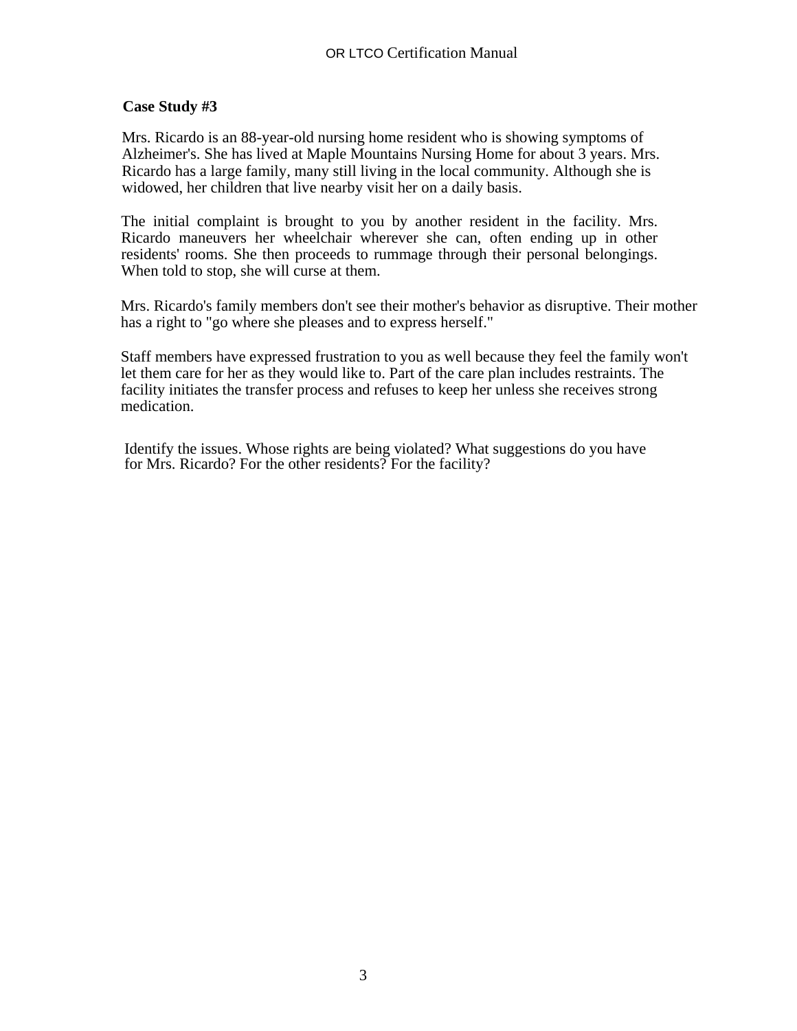**Case Study #3**

Mrs. Ricardo is an 88-year-old nursing home resident who is showing symptoms of Alzheimer's. She has lived at Maple Mountains Nursing Home for about 3 years. Mrs. Ricardo has a large family, many still living in the local community. Although she is widowed, her children that live nearby visit her on a daily basis.

The initial complaint is brought to you by another resident in the facility. Mrs. Ricardo maneuvers her wheelchair wherever she can, often ending up in other residents' rooms. She then proceeds to rummage through their personal belongings. When told to stop, she will curse at them.

Mrs. Ricardo's family members don't see their mother's behavior as disruptive. Their mother has a right to "go where she pleases and to express herself."

Staff members have expressed frustration to you as well because they feel the family won't let them care for her as they would like to. Part of the care plan includes restraints. The facility initiates the transfer process and refuses to keep her unless she receives strong medication.

Identify the issues. Whose rights are being violated? What suggestions do you have for Mrs. Ricardo? For the other residents? For the facility?